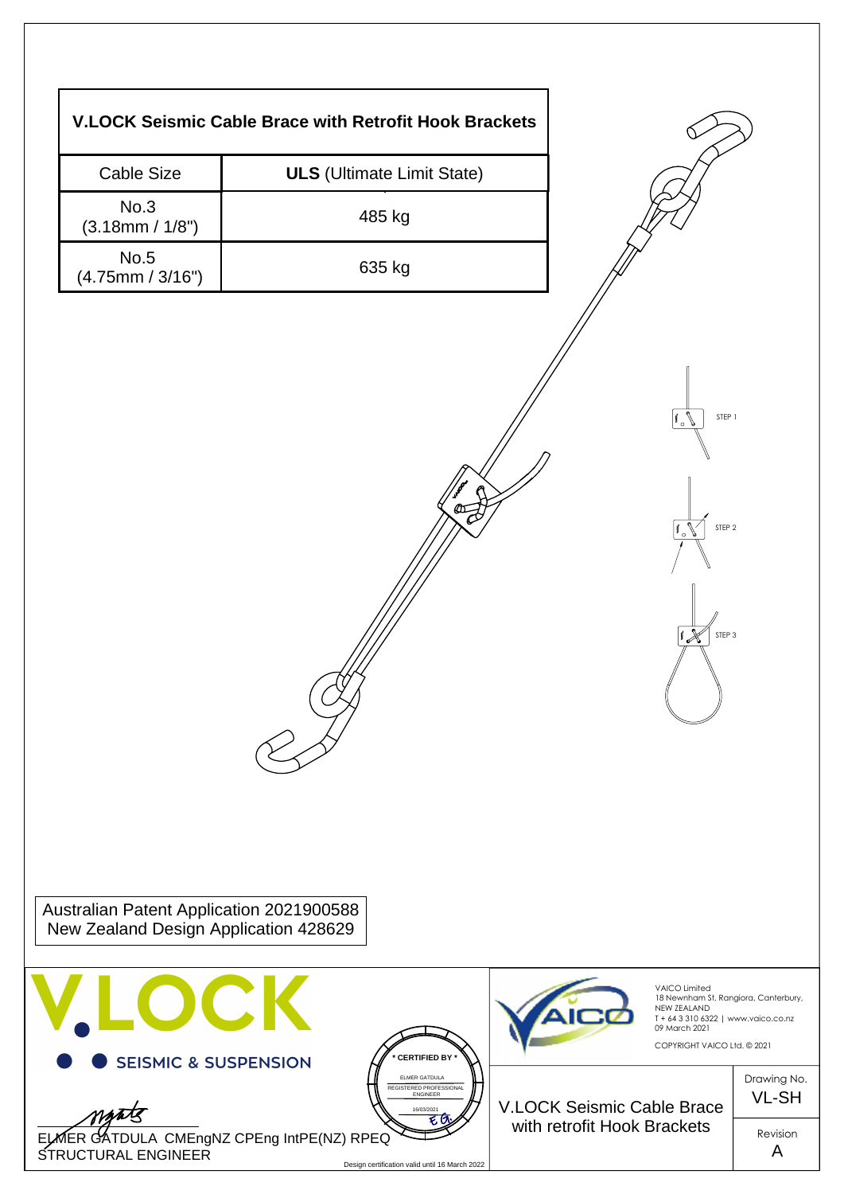# V.LOCK Seismic Cable Brace with Retrofit Hook Brackets

| Cable Size | **ULS** (Ultimate Limit State) |
| --- | --- |
| No.3 (3.18mm / 1/8") | 485 kg |
| No.5 (4.75mm / 3/16") | 635 kg |

STEP 1

STEP 2

STEP 3

Australian Patent Application 2021900588
New Zealand Design Application 428629

V.LOCK

SEISMIC & SUSPENSION

ELMER GATDULA CMEngNZ CPEng IntPE(NZ) RPEQ
STRUCTURAL ENGINEER

* CERTIFIED BY *
ELMER GATDULA
REGISTERED PROFESSIONAL ENGINEER
16/03/2021

Design certification valid until 16 March 2022

VAICO

VAICO Limited
18 Newnham St, Rangiora, Canterbury,
NEW ZEALAND
T + 64 3 310 6322 | www.vaico.co.nz
09 March 2021

COPYRIGHT VAICO Ltd. © 2021

V.LOCK Seismic Cable Brace with retrofit Hook Brackets

Drawing No.
VL-SH

Revision
A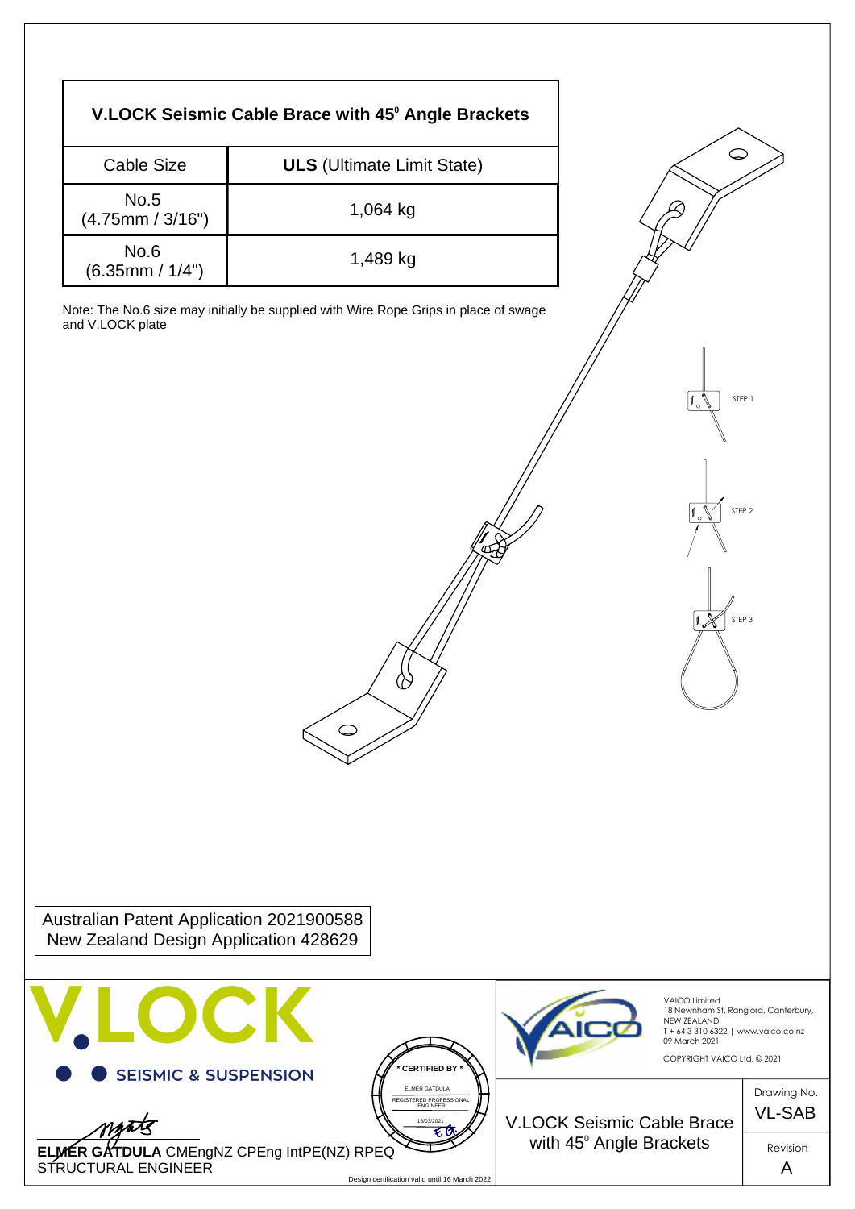## V.LOCK Seismic Cable Brace with 45⁰ Angle Brackets

| Cable Size | **ULS** (Ultimate Limit State) |
|---|---|
| No.5 (4.75mm / 3/16") | 1,064 kg |
| No.6 (6.35mm / 1/4") | 1,489 kg |

Note: The No.6 size may initially be supplied with Wire Rope Grips in place of swage and V.LOCK plate

STEP 1

STEP 2

STEP 3

Australian Patent Application 2021900588
New Zealand Design Application 428629

V.LOCK
SEISMIC & SUSPENSION

\* CERTIFIED BY \*
ELMER GATDULA
REGISTERED PROFESSIONAL ENGINEER
18/03/2021

**ELMER GATDULA** CMEngNZ CPEng IntPE(NZ) RPEQ
STRUCTURAL ENGINEER

Design certification valid until 16 March 2022

VAICO Limited
18 Newnham St, Rangiora, Canterbury,
NEW ZEALAND
T + 64 3 310 6322 | www.vaico.co.nz
09 March 2021

COPYRIGHT VAICO Ltd. © 2021

V.LOCK Seismic Cable Brace with 45⁰ Angle Brackets

Drawing No.
VL-SAB

Revision
A